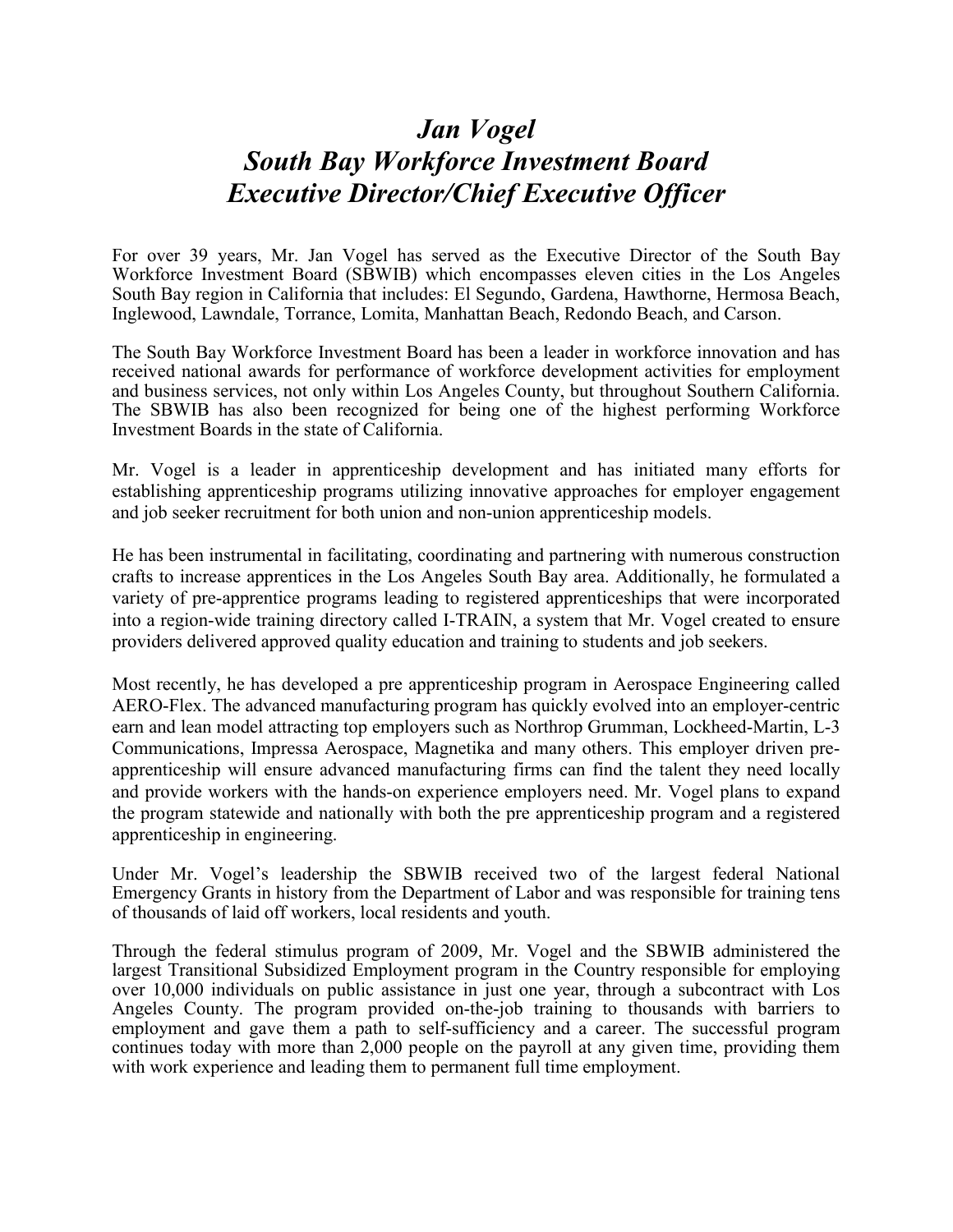# *Jan Vogel*
# *South Bay Workforce Investment Board*
# *Executive Director/Chief Executive Officer*

For over 39 years, Mr. Jan Vogel has served as the Executive Director of the South Bay Workforce Investment Board (SBWIB) which encompasses eleven cities in the Los Angeles South Bay region in California that includes: El Segundo, Gardena, Hawthorne, Hermosa Beach, Inglewood, Lawndale, Torrance, Lomita, Manhattan Beach, Redondo Beach, and Carson.

The South Bay Workforce Investment Board has been a leader in workforce innovation and has received national awards for performance of workforce development activities for employment and business services, not only within Los Angeles County, but throughout Southern California. The SBWIB has also been recognized for being one of the highest performing Workforce Investment Boards in the state of California.

Mr. Vogel is a leader in apprenticeship development and has initiated many efforts for establishing apprenticeship programs utilizing innovative approaches for employer engagement and job seeker recruitment for both union and non-union apprenticeship models.

He has been instrumental in facilitating, coordinating and partnering with numerous construction crafts to increase apprentices in the Los Angeles South Bay area. Additionally, he formulated a variety of pre-apprentice programs leading to registered apprenticeships that were incorporated into a region-wide training directory called I-TRAIN, a system that Mr. Vogel created to ensure providers delivered approved quality education and training to students and job seekers.

Most recently, he has developed a pre apprenticeship program in Aerospace Engineering called AERO-Flex. The advanced manufacturing program has quickly evolved into an employer-centric earn and lean model attracting top employers such as Northrop Grumman, Lockheed-Martin, L-3 Communications, Impressa Aerospace, Magnetika and many others. This employer driven pre-apprenticeship will ensure advanced manufacturing firms can find the talent they need locally and provide workers with the hands-on experience employers need. Mr. Vogel plans to expand the program statewide and nationally with both the pre apprenticeship program and a registered apprenticeship in engineering.

Under Mr. Vogel's leadership the SBWIB received two of the largest federal National Emergency Grants in history from the Department of Labor and was responsible for training tens of thousands of laid off workers, local residents and youth.

Through the federal stimulus program of 2009, Mr. Vogel and the SBWIB administered the largest Transitional Subsidized Employment program in the Country responsible for employing over 10,000 individuals on public assistance in just one year, through a subcontract with Los Angeles County. The program provided on-the-job training to thousands with barriers to employment and gave them a path to self-sufficiency and a career. The successful program continues today with more than 2,000 people on the payroll at any given time, providing them with work experience and leading them to permanent full time employment.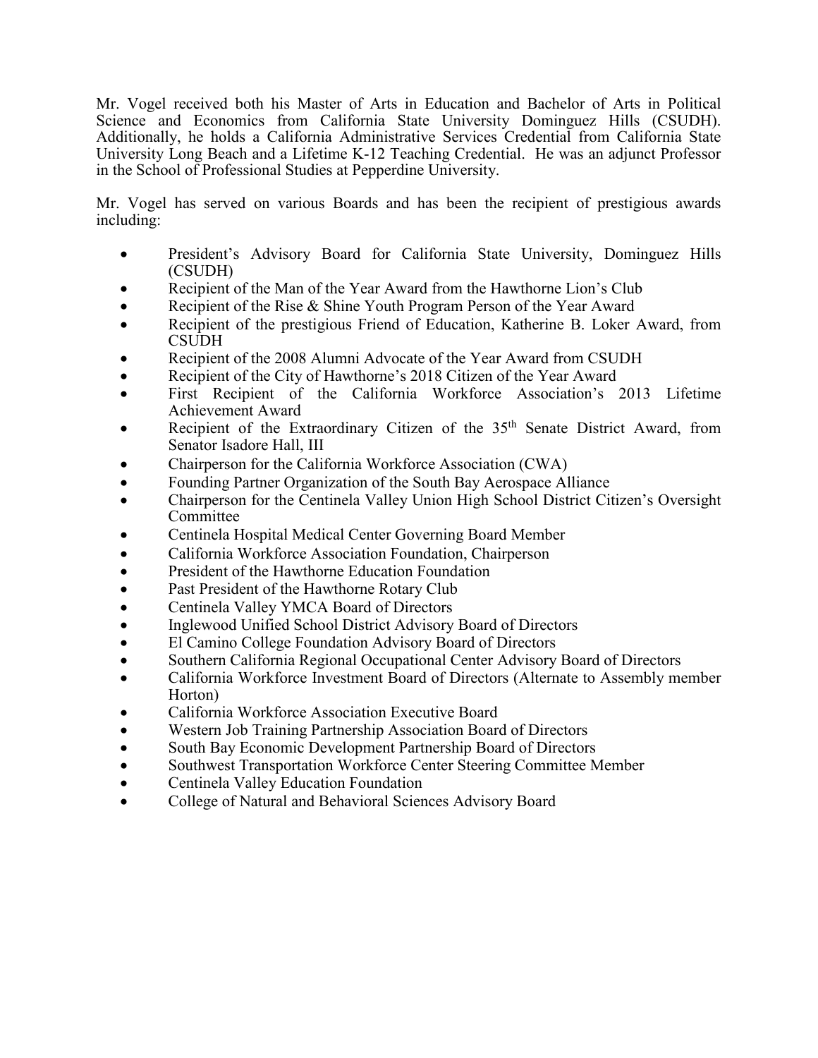Mr. Vogel received both his Master of Arts in Education and Bachelor of Arts in Political Science and Economics from California State University Dominguez Hills (CSUDH). Additionally, he holds a California Administrative Services Credential from California State University Long Beach and a Lifetime K-12 Teaching Credential. He was an adjunct Professor in the School of Professional Studies at Pepperdine University.

Mr. Vogel has served on various Boards and has been the recipient of prestigious awards including:

- President's Advisory Board for California State University, Dominguez Hills (CSUDH)
- Recipient of the Man of the Year Award from the Hawthorne Lion's Club
- Recipient of the Rise & Shine Youth Program Person of the Year Award
- Recipient of the prestigious Friend of Education, Katherine B. Loker Award, from CSUDH
- Recipient of the 2008 Alumni Advocate of the Year Award from CSUDH
- Recipient of the City of Hawthorne's 2018 Citizen of the Year Award
- First Recipient of the California Workforce Association's 2013 Lifetime Achievement Award
- Recipient of the Extraordinary Citizen of the 35th Senate District Award, from Senator Isadore Hall, III
- Chairperson for the California Workforce Association (CWA)
- Founding Partner Organization of the South Bay Aerospace Alliance
- Chairperson for the Centinela Valley Union High School District Citizen's Oversight Committee
- Centinela Hospital Medical Center Governing Board Member
- California Workforce Association Foundation, Chairperson
- President of the Hawthorne Education Foundation
- Past President of the Hawthorne Rotary Club
- Centinela Valley YMCA Board of Directors
- Inglewood Unified School District Advisory Board of Directors
- El Camino College Foundation Advisory Board of Directors
- Southern California Regional Occupational Center Advisory Board of Directors
- California Workforce Investment Board of Directors (Alternate to Assembly member Horton)
- California Workforce Association Executive Board
- Western Job Training Partnership Association Board of Directors
- South Bay Economic Development Partnership Board of Directors
- Southwest Transportation Workforce Center Steering Committee Member
- Centinela Valley Education Foundation
- College of Natural and Behavioral Sciences Advisory Board